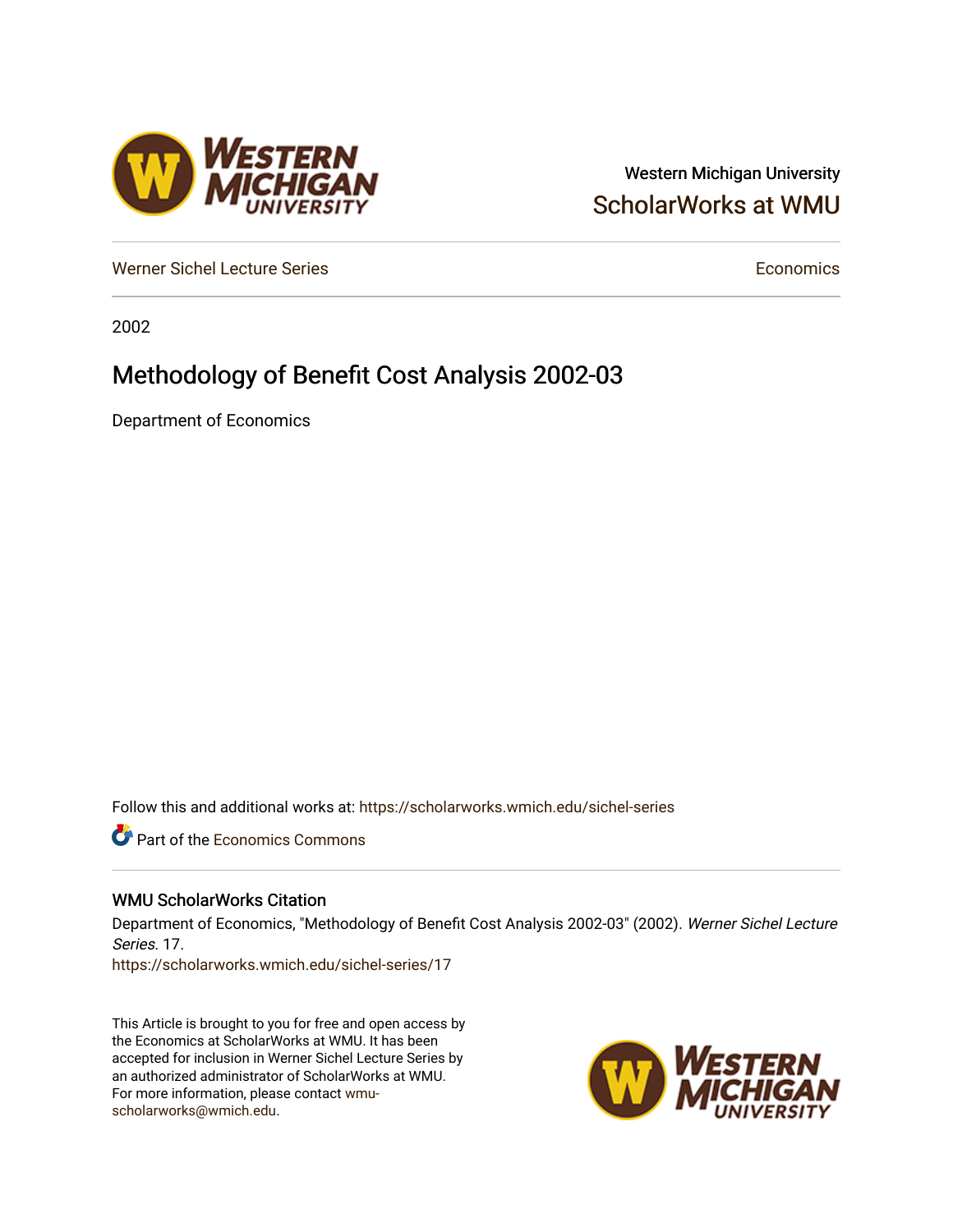Western Michigan University

ScholarWorks at WMU

Werner Sichel Lecture Series

Economics

2002

# Methodology of Benefit Cost Analysis 2002-03

Department of Economics

Follow this and additional works at: https://scholarworks.wmich.edu/sichel-series

Part of the Economics Commons

## WMU ScholarWorks Citation

Department of Economics, "Methodology of Benefit Cost Analysis 2002-03" (2002). *Werner Sichel Lecture Series*. 17.
https://scholarworks.wmich.edu/sichel-series/17

This Article is brought to you for free and open access by the Economics at ScholarWorks at WMU. It has been accepted for inclusion in Werner Sichel Lecture Series by an authorized administrator of ScholarWorks at WMU. For more information, please contact wmu-scholarworks@wmich.edu.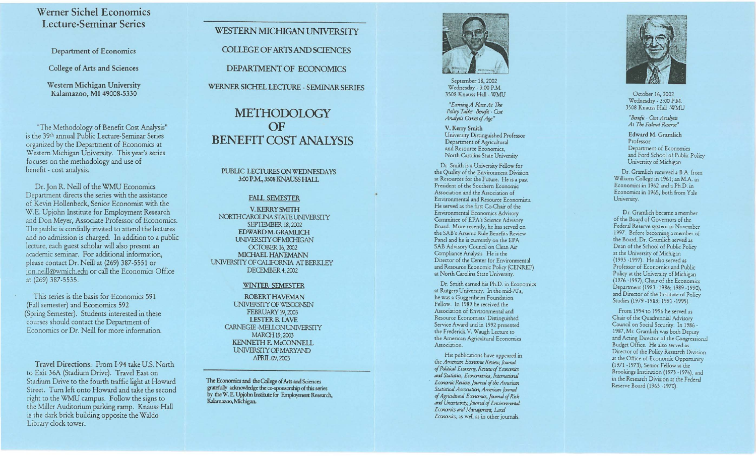## Werner Sichel Economics Lecture-Seminar Series

Department of Economics

College of Arts and Sciences

Western Michigan University
Kalamazoo, MI 49008-5330

"The Methodology of Benefit Cost Analysis" is the 39th annual Public Lecture-Seminar Series organized by the Department of Economics at Western Michigan University. This year's series focuses on the methodology and use of benefit - cost analysis.

Dr. Jon R. Neill of the WMU Economics Department directs the series with the assistance of Kevin Hollenbeck, Senior Economist with the W.E. Upjohn Institute for Employment Research and Don Meyer, Associate Professor of Economics. The public is cordially invited to attend the lectures and no admission is charged. In addition to a public lecture, each guest scholar will also present an academic seminar. For additional information, please contact Dr. Neill at (269) 387-5551 or jon.neill@wmich.edu or call the Economics Office at (269) 387-5535.

This series is the basis for Economics 591 (Fall semester) and Economics 592 (Spring Semester). Students interested in these courses should contact the Department of Economics or Dr. Neill for more information.

**Travel Directions:** From I-94 take U.S. North to Exit 36A (Stadium Drive). Travel East on Stadium Drive to the fourth traffic light at Howard Street. Turn left onto Howard and take the second right to the WMU campus. Follow the signs to the Miller Auditorium parking ramp. Knauss Hall is the dark brick building opposite the Waldo Library clock tower.

---

WESTERN MICHIGAN UNIVERSITY

COLLEGE OF ARTS AND SCIENCES

DEPARTMENT OF ECONOMICS

WERNER SICHEL LECTURE - SEMINAR SERIES

# METHODOLOGY OF BENEFIT COST ANALYSIS

PUBLIC LECTURES ON WEDNESDAYS
3:00 P.M., 3508 KNAUSS HALL

### FALL SEMESTER

**V. KERRY SMITH**
NORTH CAROLINA STATE UNIVERSITY
SEPTEMBER 18, 2002

**EDWARD M. GRAMLICH**
UNIVERSITY OF MICHIGAN
OCTOBER 16, 2002

**MICHAEL HANEMANN**
UNIVERSITY OF CALIFORNIA AT BERKLEY
DECEMBER 4, 2002

### WINTER SEMESTER

**ROBERT HAVEMAN**
UNIVERSITY OF WISCONSIN
FEBRUARY 19, 2003

**LESTER B. LAVE**
CARNEGIE-MELLON UNIVERSITY
MARCH 19, 2003

**KENNETH E. McCONNELL**
UNIVERSITY OF MARYAND
APRIL 09, 2003

**The Economics and the College of Arts and Sciences gratefully acknowledge the co-sponsorship of this series by the W. E. Upjohn Institute for Employment Research, Kalamazoo, Michigan.**

---

September 18, 2002
Wednesday - 3:00 P.M.
3508 Knauss Hall - WMU

*"Earning A Place At The Policy Table: Benefit - Cost Analysis Comes of Age"*

**V. Kerry Smith**
University Distinguished Professor
Department of Agricultural and Resource Economics,
North Carolina State University

Dr. Smith is a University Fellow for the Quality of the Environment Division at Resources for the Future. He is a past President of the Southern Economic Association and the Association of Environmental and Resource Economists. He served as the first Co-Chair of the Environmental Economics Advisory Committee of EPA's Science Advisory Board. More recently, he has served on the SAB's Arsenic Rule Benefits Review Panel and he is currently on the EPA SAB Advisory Council on Clean Air Compliance Analysis. He is the Director of the Center for Environmental and Resource Economic Policy (CENREP) at North Carolina State University.

Dr. Smith earned his Ph.D. in Economics at Rutgers University. In the mid-70's, he was a Guggenheim Foundation Fellow. In 1989 he received the Association of Environmental and Resource Economists' Distinguished Service Award and in 1992 presented the Frederick V. Waugh Lecture to the American Agricultural Economics Association.

His publications have appeared in the *American Economic Review, Journal of Political Economy, Review of Economics and Statistics, Econometrica, International Economic Review, Journal of the American Statistical Association, American Journal of Agricultural Economics, Journal of Risk and Uncertainty, Journal of Environmental Economics and Management, Land Economics*, as well as in other journals.

---

October 16, 2002
Wednesday - 3:00 P.M.
3508 Knauss Hall -WMU

*"Benefit - Cost Analysis At The Federal Reserve"*

**Edward M. Gramlich**
Professor
Department of Economics and Ford School of Public Policy
University of Michigan

Dr. Gramlich received a B.A. from Williams College in 1961; an M.A. in Economics in 1962 and a Ph.D. in Economics in 1965, both from Yale University.

Dr. Gramlich became a member of the Board of Governors of the Federal Reserve system in November 1997. Before becoming a member of the Board, Dr. Gramlich served as Dean of the School of Public Policy at the University of Michigan (1995 -1997). He also served as Professor of Economics and Public Policy at the University of Michigan (1976 -1997), Chair of the Economics Department (1983 -1986; 1989 -1990), and Director of the Institute of Policy Studies (1979 -1983; 1991 -1995).

From 1994 to 1996 he served as Chair of the Quadrennial Advisory Council on Social Security. In 1986 - 1987, Mr. Gramlich was both Deputy and Acting Director of the Congressional Budget Office. He also served as Director of the Policy Research Division at the Office of Economic Opportunity (1971 -1973); Senior Fellow at the Brookings Institution (1973 -1976), and in the Research Division at the Federal Reserve Board (1965 -1970).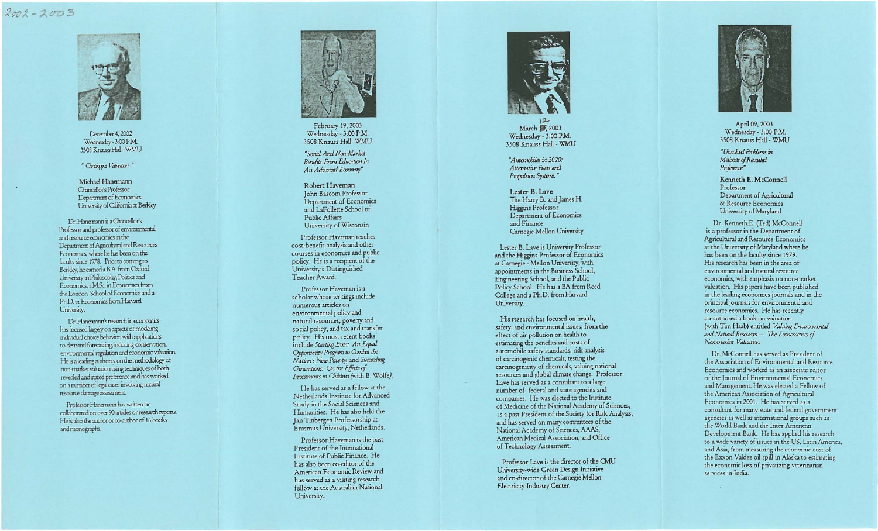2002 - 2003

December 4, 2002
Wednesday - 3:00 P.M.
3508 Knauss Hall - WMU

*" Contingent Valuation "*

**Michael Hanemann**
Chancellor's Professor
Department of Economics
University of California at Berkley

Dr. Hanemann is a Chancellor's Professor and professor of environmental and resource economics in the Department of Agricultural and Resources Economics, where he has been on the faculty since 1978. Prior to coming to Berkley, he earned a B.A. from Oxford University in Philosophy, Politics and Economics, a M.Sc. in Economics from the London School of Economics and a Ph.D. in Economics from Harvard University.

Dr. Hanemann's research in economics has focused largely on aspects of modeling individual choice behavior, with applications to demand forecasting, inducing conservation, environmental regulation and economic valuation. He is a leading authority on the methodology of non-market valuation using techniques of both revealed and stated preference and has worked on a number of legal cases involving natural resource damage assessment.

Professor Hanemann has written or collaborated on over 90 articles or research reports. He is also the author or co-author of 16 books and monographs.

February 19, 2003
Wednesday - 3:00 P.M.
3508 Knauss Hall - WMU

*"Social And Non-Market Benefits From Education In An Advanced Economy"*

**Robert Haveman**
John Bascom Professor
Department of Economics
and LaFollette School of Public Affairs
University of Wisconsin

Professor Haveman teaches cost-benefit analysis and other courses in economics and public policy. He is a recipient of the University's Distinguished Teacher Award.

Professor Haveman is a scholar whose writings include numerous articles on environmental policy and natural resources, poverty and social policy, and tax and transfer policy. His most recent books include *Starting Even: An Equal Opportunity Program to Combat the Nation's New Poverty*, and *Succeeding Generations: On the Effects of Investments in Children* (with B. Wolfe).

He has served as a fellow at the Netherlands Institute for Advanced Study in the Social Sciences and Humanities. He has also held the Jan Tinbergen Professorship at Erasmus University, Netherlands.

Professor Haveman is the past President of the International Institute of Public Finance. He has also been co-editor of the American Economic Review and has served as a visiting research fellow at the Australian National University.

March 12, 2003
Wednesday - 3:00 P.M.
3508 Knauss Hall - WMU

*"Automobiles in 2020: Alternative Fuels and Propulsion Systems."*

**Lester B. Lave**
The Harry B. and James H. Higgins Professor
Department of Economics and Finance
Carnegie-Mellon University

Lester B. Lave is University Professor and the Higgins Professor of Economics at Carnegie - Mellon University, with appointments in the Business School, Engineering School, and the Public Policy School. He has a BA from Reed College and a Ph.D. from Harvard University.

His research has focused on health, safety, and environmental issues, from the effect of air pollution on health to estimating the benefits and costs of automobile safety standards, risk analysis of carcinogenic chemicals, testing the carcinogenicity of chemicals, valuing national resources and global climate change. Professor Lave has served as a consultant to a large number of federal and state agencies and companies. He was elected to the Institute of Medicine of the National Academy of Sciences, is a past President of the Society for Risk Analysis, and has served on many committees of the National Academy of Sciences, AAAS, American Medical Association, and Office of Technology Assessment.

Professor Lave is the director of the CMU University-wide Green Design Initiative and co-director of the Carnegie Mellon Electricity Industry Center.

April 09, 2003
Wednesday - 3:00 P.M.
3508 Knauss Hall - WMU

*"Unsolved Problems in Methods of Revealed Preference"*

**Kenneth E. McConnell**
Professor
Department of Agricultural & Resource Economics
University of Maryland

Dr. Kenneth.E. (Ted) McConnell is a professor in the Department of Agricultural and Resource Economics at the University of Maryland where he has been on the faculty since 1979. His research has been in the area of environmental and natural resource economics, with emphasis on non-market valuation. His papers have been published in the leading economics journals and in the principal journals for environmental and resource economics. He has recently co-authored a book on valuation (with Tim Haab) entitled *Valuing Environmental and Natural Resources — The Econometrics of Non-market Valuation.*

Dr. McConnell has served as President of the Association of Environmental and Resource Economics and worked as an associate editor of the Journal of Environmental Economics and Management. He was elected a Fellow of the American Association of Agricultural Economics in 2001. He has served as a consultant for many state and federal government agencies as well as international groups such as the World Bank and the Inter-American Development Bank. He has applied his research to a wide variety of issues in the US, Latin America, and Asia, from measuring the economic cost of the Exxon Valdez oil spill in Alaska to estimating the economic loss of privatizing veterinarian services in India.